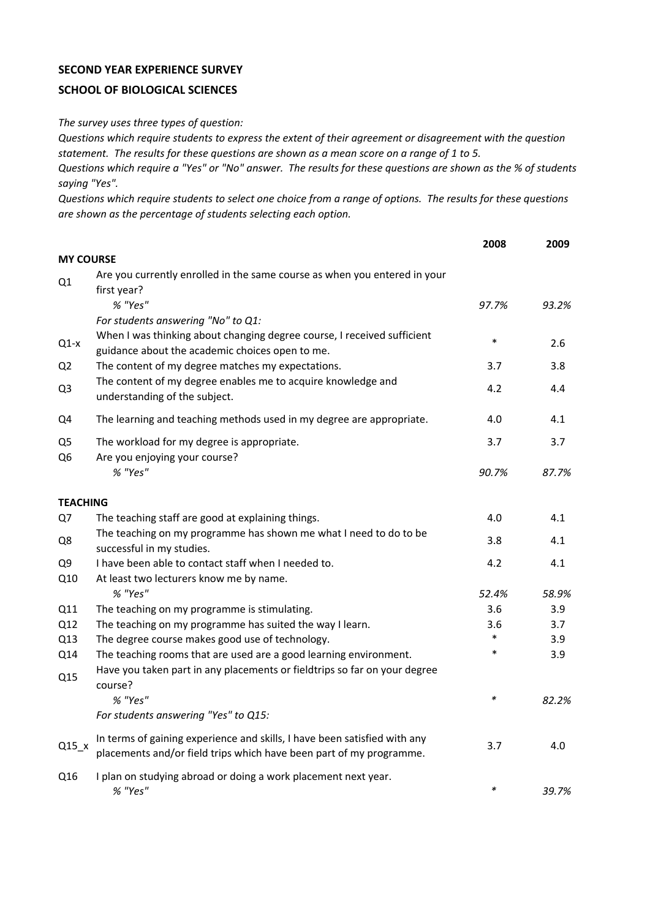**SECOND YEAR EXPERIENCE SURVEY**

**SCHOOL OF BIOLOGICAL SCIENCES**

*The survey uses three types of question:*
*Questions which require students to express the extent of their agreement or disagreement with the question statement. The results for these questions are shown as a mean score on a range of 1 to 5.*
*Questions which require a "Yes" or "No" answer. The results for these questions are shown as the % of students saying "Yes".*
*Questions which require students to select one choice from a range of options. The results for these questions are shown as the percentage of students selecting each option.*

| | | 2008 | 2009 |
|---|---|---|---|
| **MY COURSE** | | | |
| Q1 | Are you currently enrolled in the same course as when you entered in your first year? | | |
| | *% "Yes"* | *97.7%* | *93.2%* |
| | *For students answering "No" to Q1:* | | |
| Q1-x | When I was thinking about changing degree course, I received sufficient guidance about the academic choices open to me. | * | 2.6 |
| Q2 | The content of my degree matches my expectations. | 3.7 | 3.8 |
| Q3 | The content of my degree enables me to acquire knowledge and understanding of the subject. | 4.2 | 4.4 |
| Q4 | The learning and teaching methods used in my degree are appropriate. | 4.0 | 4.1 |
| Q5 | The workload for my degree is appropriate. | 3.7 | 3.7 |
| Q6 | Are you enjoying your course? | | |
| | *% "Yes"* | *90.7%* | *87.7%* |
| **TEACHING** | | | |
| Q7 | The teaching staff are good at explaining things. | 4.0 | 4.1 |
| Q8 | The teaching on my programme has shown me what I need to do to be successful in my studies. | 3.8 | 4.1 |
| Q9 | I have been able to contact staff when I needed to. | 4.2 | 4.1 |
| Q10 | At least two lecturers know me by name. | | |
| | *% "Yes"* | *52.4%* | *58.9%* |
| Q11 | The teaching on my programme is stimulating. | 3.6 | 3.9 |
| Q12 | The teaching on my programme has suited the way I learn. | 3.6 | 3.7 |
| Q13 | The degree course makes good use of technology. | * | 3.9 |
| Q14 | The teaching rooms that are used are a good learning environment. | * | 3.9 |
| Q15 | Have you taken part in any placements or fieldtrips so far on your degree course? | | |
| | *% "Yes"* | * | *82.2%* |
| | *For students answering "Yes" to Q15:* | | |
| Q15_x | In terms of gaining experience and skills, I have been satisfied with any placements and/or field trips which have been part of my programme. | 3.7 | 4.0 |
| Q16 | I plan on studying abroad or doing a work placement next year. | | |
| | *% "Yes"* | * | *39.7%* |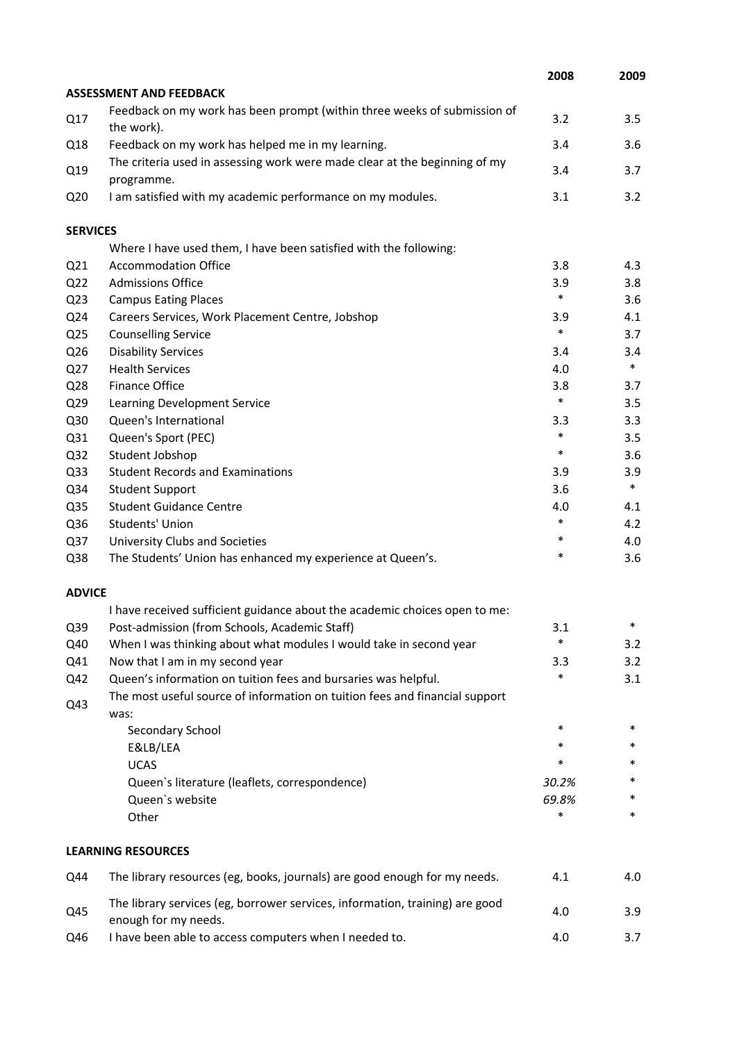| | | 2008 | 2009 |
|---|---|---|---|
| **ASSESSMENT AND FEEDBACK** | | | |
| Q17 | Feedback on my work has been prompt (within three weeks of submission of the work). | 3.2 | 3.5 |
| Q18 | Feedback on my work has helped me in my learning. | 3.4 | 3.6 |
| Q19 | The criteria used in assessing work were made clear at the beginning of my programme. | 3.4 | 3.7 |
| Q20 | I am satisfied with my academic performance on my modules. | 3.1 | 3.2 |
| **SERVICES** | | | |
| | Where I have used them, I have been satisfied with the following: | | |
| Q21 | Accommodation Office | 3.8 | 4.3 |
| Q22 | Admissions Office | 3.9 | 3.8 |
| Q23 | Campus Eating Places | * | 3.6 |
| Q24 | Careers Services, Work Placement Centre, Jobshop | 3.9 | 4.1 |
| Q25 | Counselling Service | * | 3.7 |
| Q26 | Disability Services | 3.4 | 3.4 |
| Q27 | Health Services | 4.0 | * |
| Q28 | Finance Office | 3.8 | 3.7 |
| Q29 | Learning Development Service | * | 3.5 |
| Q30 | Queen's International | 3.3 | 3.3 |
| Q31 | Queen's Sport (PEC) | * | 3.5 |
| Q32 | Student Jobshop | * | 3.6 |
| Q33 | Student Records and Examinations | 3.9 | 3.9 |
| Q34 | Student Support | 3.6 | * |
| Q35 | Student Guidance Centre | 4.0 | 4.1 |
| Q36 | Students' Union | * | 4.2 |
| Q37 | University Clubs and Societies | * | 4.0 |
| Q38 | The Students' Union has enhanced my experience at Queen's. | * | 3.6 |
| **ADVICE** | | | |
| | I have received sufficient guidance about the academic choices open to me: | | |
| Q39 | Post-admission (from Schools, Academic Staff) | 3.1 | * |
| Q40 | When I was thinking about what modules I would take in second year | * | 3.2 |
| Q41 | Now that I am in my second year | 3.3 | 3.2 |
| Q42 | Queen's information on tuition fees and bursaries was helpful. | * | 3.1 |
| Q43 | The most useful source of information on tuition fees and financial support was: | | |
| | Secondary School | * | * |
| | E&LB/LEA | * | * |
| | UCAS | * | * |
| | Queen`s literature (leaflets, correspondence) | *30.2%* | * |
| | Queen`s website | *69.8%* | * |
| | Other | * | * |
| **LEARNING RESOURCES** | | | |
| Q44 | The library resources (eg, books, journals) are good enough for my needs. | 4.1 | 4.0 |
| Q45 | The library services (eg, borrower services, information, training) are good enough for my needs. | 4.0 | 3.9 |
| Q46 | I have been able to access computers when I needed to. | 4.0 | 3.7 |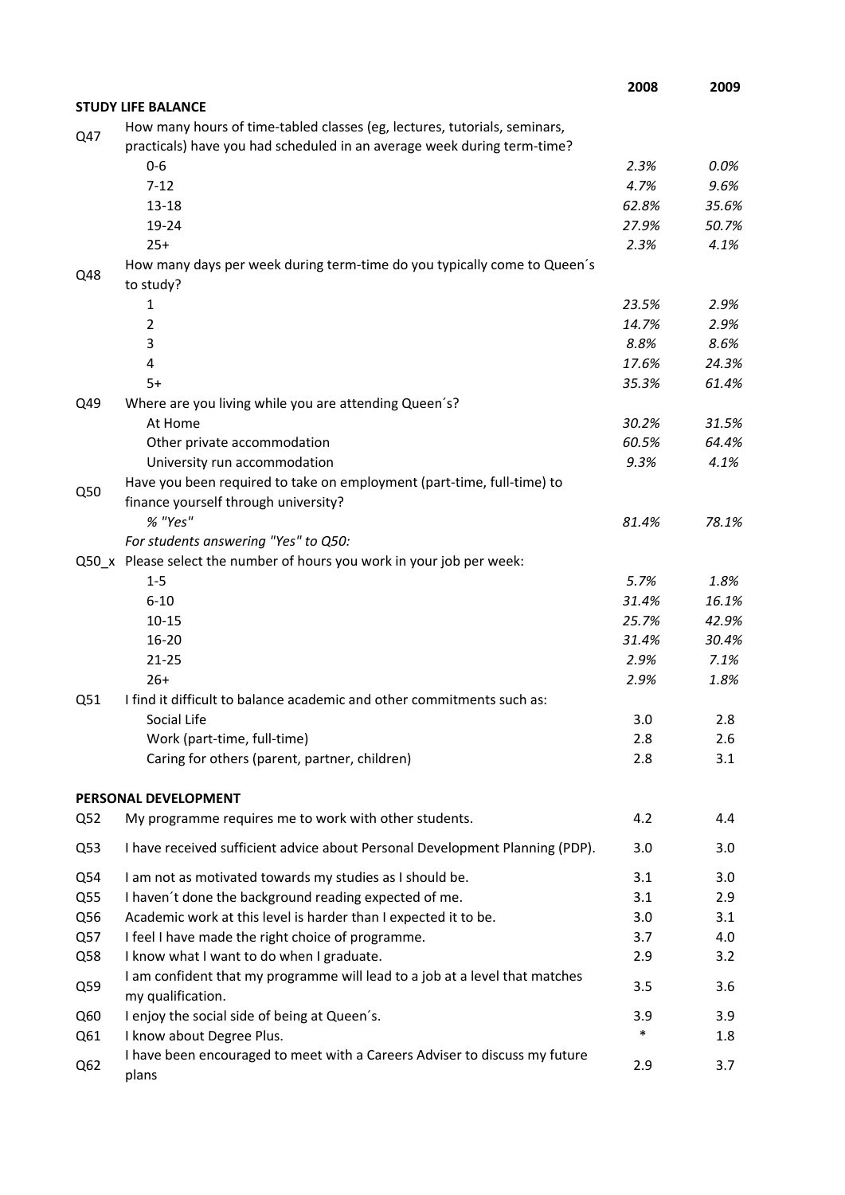| | | 2008 | 2009 |
|---|---|---|---|
| **STUDY LIFE BALANCE** | | | |
| Q47 | How many hours of time-tabled classes (eg, lectures, tutorials, seminars, practicals) have you had scheduled in an average week during term-time? | | |
| | 0-6 | *2.3%* | *0.0%* |
| | 7-12 | *4.7%* | *9.6%* |
| | 13-18 | *62.8%* | *35.6%* |
| | 19-24 | *27.9%* | *50.7%* |
| | 25+ | *2.3%* | *4.1%* |
| Q48 | How many days per week during term-time do you typically come to Queen´s to study? | | |
| | 1 | *23.5%* | *2.9%* |
| | 2 | *14.7%* | *2.9%* |
| | 3 | *8.8%* | *8.6%* |
| | 4 | *17.6%* | *24.3%* |
| | 5+ | *35.3%* | *61.4%* |
| Q49 | Where are you living while you are attending Queen´s? | | |
| | At Home | *30.2%* | *31.5%* |
| | Other private accommodation | *60.5%* | *64.4%* |
| | University run accommodation | *9.3%* | *4.1%* |
| Q50 | Have you been required to take on employment (part-time, full-time) to finance yourself through university? | | |
| | *% "Yes"* | *81.4%* | *78.1%* |
| | *For students answering "Yes" to Q50:* | | |
| Q50_x | Please select the number of hours you work in your job per week: | | |
| | 1-5 | *5.7%* | *1.8%* |
| | 6-10 | *31.4%* | *16.1%* |
| | 10-15 | *25.7%* | *42.9%* |
| | 16-20 | *31.4%* | *30.4%* |
| | 21-25 | *2.9%* | *7.1%* |
| | 26+ | *2.9%* | *1.8%* |
| Q51 | I find it difficult to balance academic and other commitments such as: | | |
| | Social Life | 3.0 | 2.8 |
| | Work (part-time, full-time) | 2.8 | 2.6 |
| | Caring for others (parent, partner, children) | 2.8 | 3.1 |
| **PERSONAL DEVELOPMENT** | | | |
| Q52 | My programme requires me to work with other students. | 4.2 | 4.4 |
| Q53 | I have received sufficient advice about Personal Development Planning (PDP). | 3.0 | 3.0 |
| Q54 | I am not as motivated towards my studies as I should be. | 3.1 | 3.0 |
| Q55 | I haven´t done the background reading expected of me. | 3.1 | 2.9 |
| Q56 | Academic work at this level is harder than I expected it to be. | 3.0 | 3.1 |
| Q57 | I feel I have made the right choice of programme. | 3.7 | 4.0 |
| Q58 | I know what I want to do when I graduate. | 2.9 | 3.2 |
| Q59 | I am confident that my programme will lead to a job at a level that matches my qualification. | 3.5 | 3.6 |
| Q60 | I enjoy the social side of being at Queen´s. | 3.9 | 3.9 |
| Q61 | I know about Degree Plus. | * | 1.8 |
| Q62 | I have been encouraged to meet with a Careers Adviser to discuss my future plans | 2.9 | 3.7 |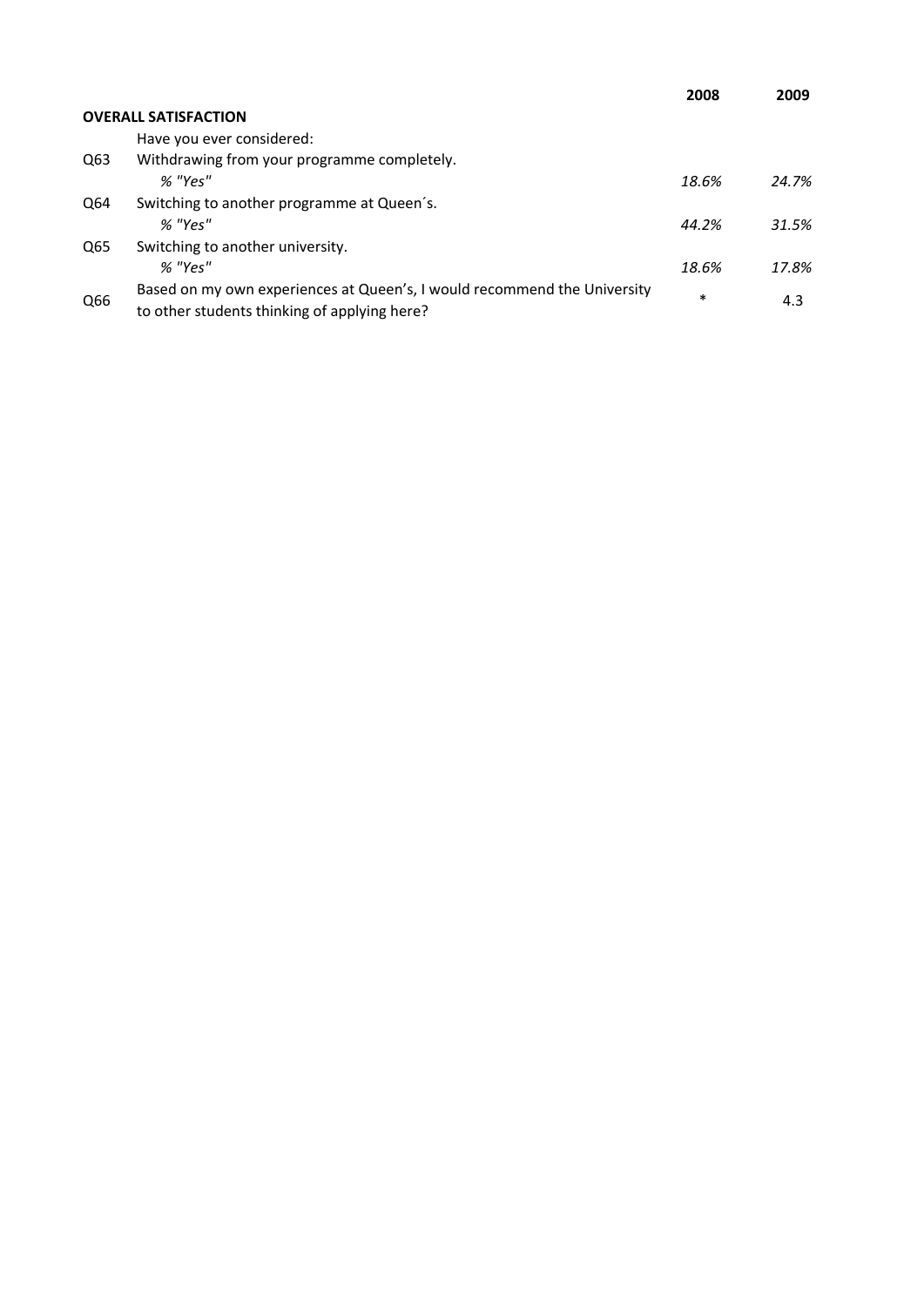| | | 2008 | 2009 |
|---|---|---|---|
| **OVERALL SATISFACTION** | | | |
| | Have you ever considered: | | |
| Q63 | Withdrawing from your programme completely. | | |
| | *% "Yes"* | *18.6%* | *24.7%* |
| Q64 | Switching to another programme at Queen´s. | | |
| | *% "Yes"* | *44.2%* | *31.5%* |
| Q65 | Switching to another university. | | |
| | *% "Yes"* | *18.6%* | *17.8%* |
| Q66 | Based on my own experiences at Queen's, I would recommend the University to other students thinking of applying here? | * | 4.3 |